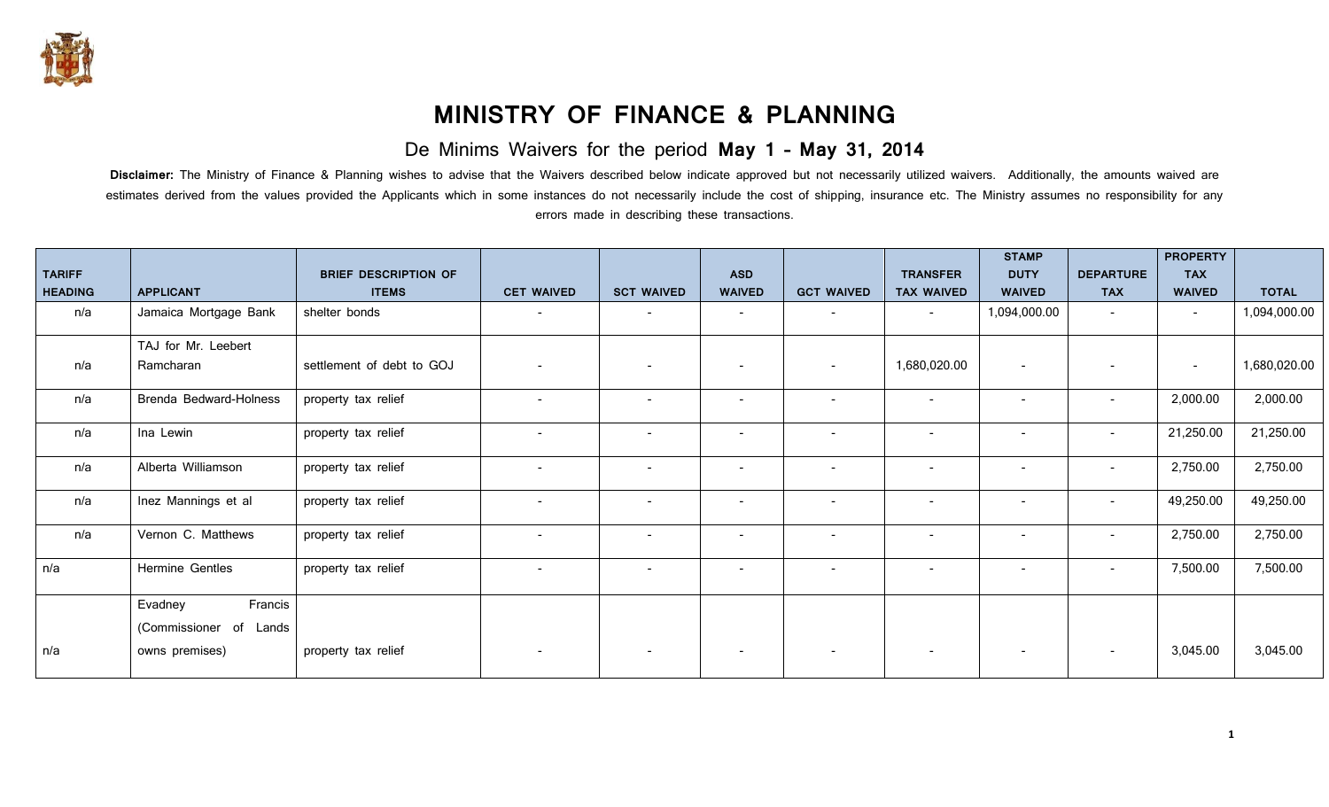# MINISTRY OF FINANCE & PLANNING

## De Minims Waivers for the period **May 1 – May 31, 2014**

**Disclaimer:** The Ministry of Finance & Planning wishes to advise that the Waivers described below indicate approved but not necessarily utilized waivers. Additionally, the amounts waived are estimates derived from the values provided the Applicants which in some instances do not necessarily include the cost of shipping, insurance etc. The Ministry assumes no responsibility for any errors made in describing these transactions.

| TARIFF HEADING | APPLICANT | BRIEF DESCRIPTION OF ITEMS | CET WAIVED | SCT WAIVED | ASD WAIVED | GCT WAIVED | TRANSFER TAX WAIVED | STAMP DUTY WAIVED | DEPARTURE TAX | PROPERTY TAX WAIVED | TOTAL |
|---|---|---|---|---|---|---|---|---|---|---|---|
| n/a | Jamaica Mortgage Bank | shelter bonds | - | - | - | - | - | 1,094,000.00 | - | - | 1,094,000.00 |
| n/a | TAJ for Mr. Leebert Ramcharan | settlement of debt to GOJ | - | - | - | - | 1,680,020.00 | - | - | - | 1,680,020.00 |
| n/a | Brenda Bedward-Holness | property tax relief | - | - | - | - | - | - | - | 2,000.00 | 2,000.00 |
| n/a | Ina Lewin | property tax relief | - | - | - | - | - | - | - | 21,250.00 | 21,250.00 |
| n/a | Alberta Williamson | property tax relief | - | - | - | - | - | - | - | 2,750.00 | 2,750.00 |
| n/a | Inez Mannings et al | property tax relief | - | - | - | - | - | - | - | 49,250.00 | 49,250.00 |
| n/a | Vernon C. Matthews | property tax relief | - | - | - | - | - | - | - | 2,750.00 | 2,750.00 |
| n/a | Hermine Gentles | property tax relief | - | - | - | - | - | - | - | 7,500.00 | 7,500.00 |
| n/a | Evadney Francis (Commissioner of Lands owns premises) | property tax relief | - | - | - | - | - | - | - | 3,045.00 | 3,045.00 |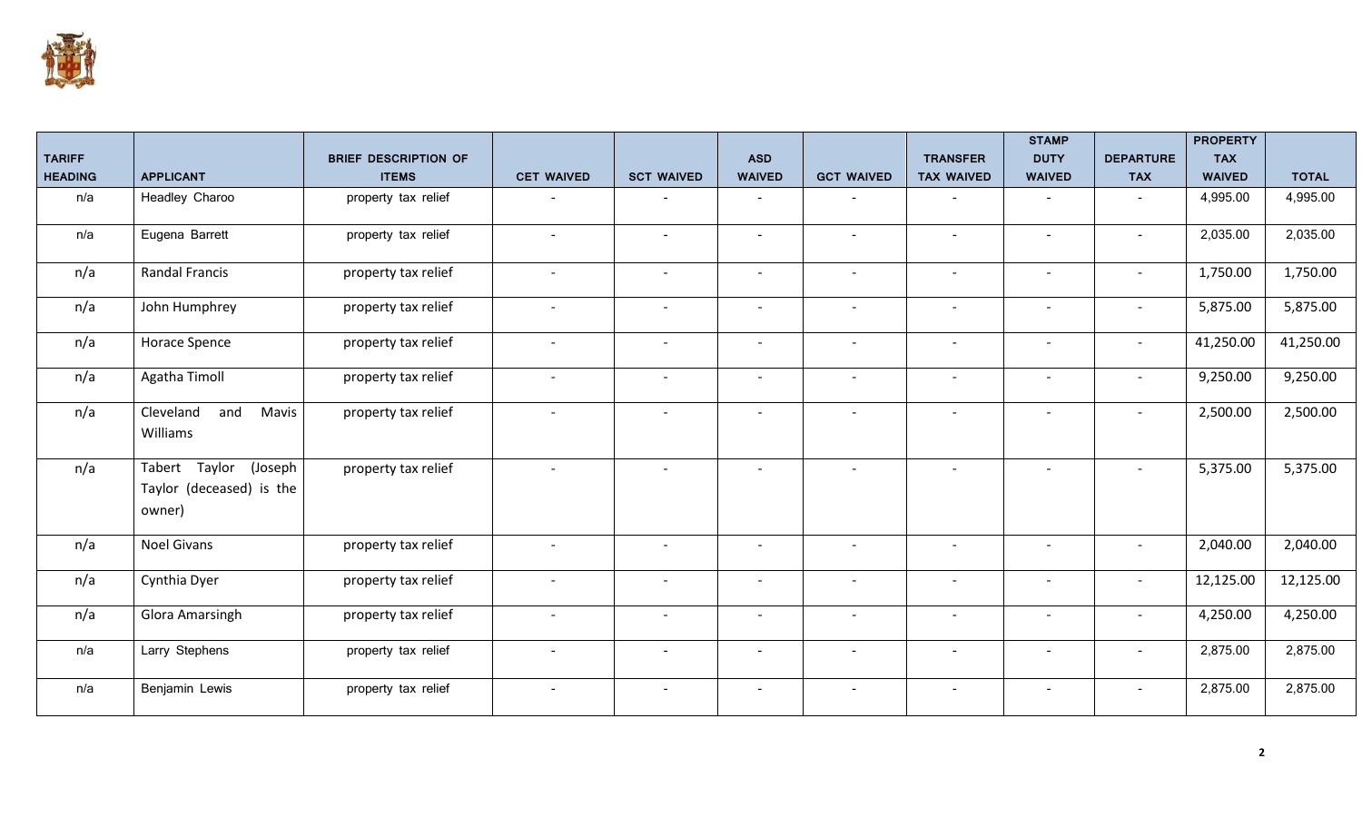| TARIFF HEADING | APPLICANT | BRIEF DESCRIPTION OF ITEMS | CET WAIVED | SCT WAIVED | ASD WAIVED | GCT WAIVED | TRANSFER TAX WAIVED | STAMP DUTY WAIVED | DEPARTURE TAX | PROPERTY TAX WAIVED | TOTAL |
|---|---|---|---|---|---|---|---|---|---|---|---|
| n/a | Headley Charoo | property tax relief | - | - | - | - | - | - | - | 4,995.00 | 4,995.00 |
| n/a | Eugena Barrett | property tax relief | - | - | - | - | - | - | - | 2,035.00 | 2,035.00 |
| n/a | Randal Francis | property tax relief | - | - | - | - | - | - | - | 1,750.00 | 1,750.00 |
| n/a | John Humphrey | property tax relief | - | - | - | - | - | - | - | 5,875.00 | 5,875.00 |
| n/a | Horace Spence | property tax relief | - | - | - | - | - | - | - | 41,250.00 | 41,250.00 |
| n/a | Agatha Timoll | property tax relief | - | - | - | - | - | - | - | 9,250.00 | 9,250.00 |
| n/a | Cleveland and Mavis Williams | property tax relief | - | - | - | - | - | - | - | 2,500.00 | 2,500.00 |
| n/a | Tabert Taylor (Joseph Taylor (deceased) is the owner) | property tax relief | - | - | - | - | - | - | - | 5,375.00 | 5,375.00 |
| n/a | Noel Givans | property tax relief | - | - | - | - | - | - | - | 2,040.00 | 2,040.00 |
| n/a | Cynthia Dyer | property tax relief | - | - | - | - | - | - | - | 12,125.00 | 12,125.00 |
| n/a | Glora Amarsingh | property tax relief | - | - | - | - | - | - | - | 4,250.00 | 4,250.00 |
| n/a | Larry Stephens | property tax relief | - | - | - | - | - | - | - | 2,875.00 | 2,875.00 |
| n/a | Benjamin Lewis | property tax relief | - | - | - | - | - | - | - | 2,875.00 | 2,875.00 |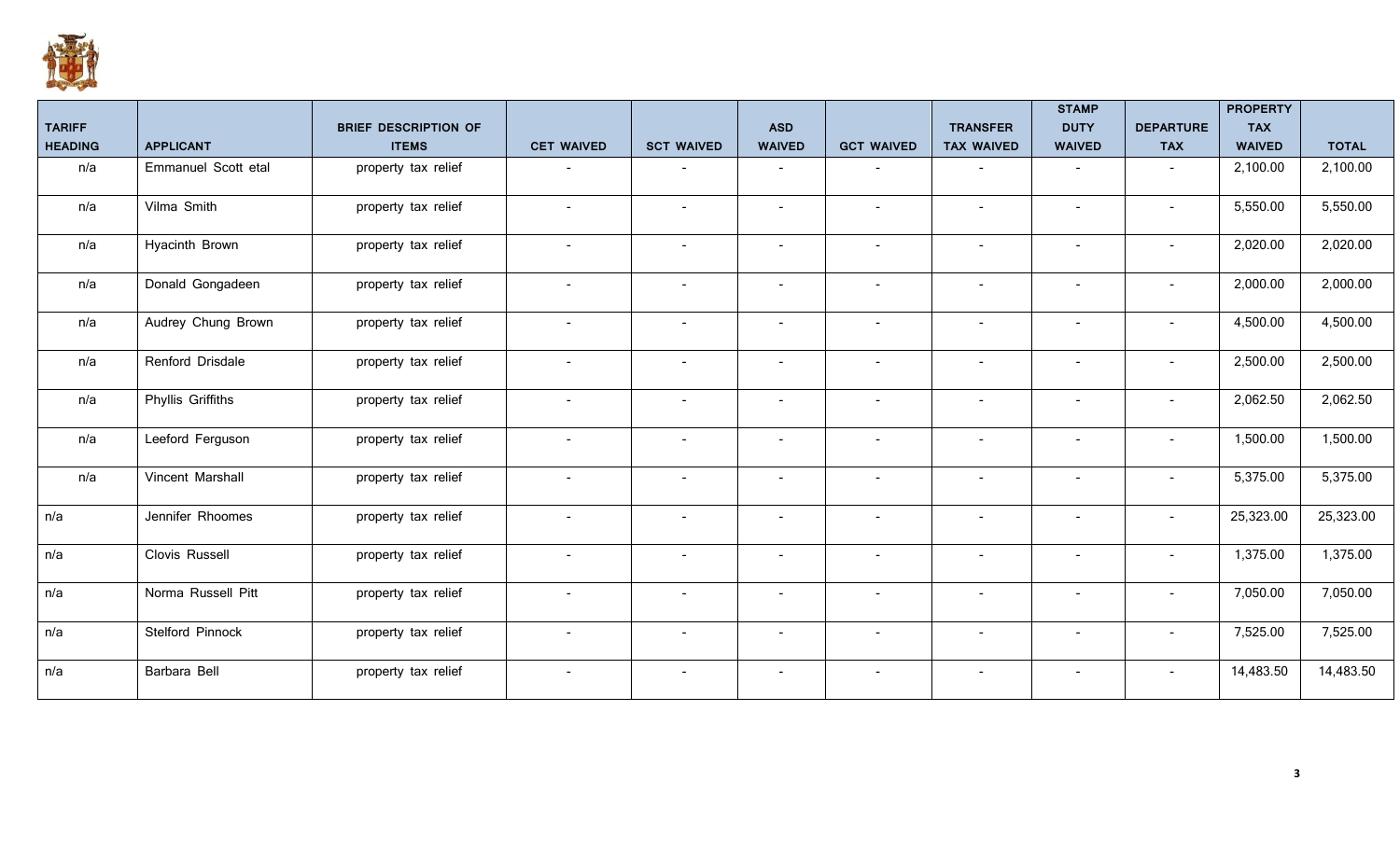| TARIFF HEADING | APPLICANT | BRIEF DESCRIPTION OF ITEMS | CET WAIVED | SCT WAIVED | ASD WAIVED | GCT WAIVED | TRANSFER TAX WAIVED | STAMP DUTY WAIVED | DEPARTURE TAX | PROPERTY TAX WAIVED | TOTAL |
|---|---|---|---|---|---|---|---|---|---|---|---|
| n/a | Emmanuel Scott etal | property tax relief | - | - | - | - | - | - | - | 2,100.00 | 2,100.00 |
| n/a | Vilma Smith | property tax relief | - | - | - | - | - | - | - | 5,550.00 | 5,550.00 |
| n/a | Hyacinth Brown | property tax relief | - | - | - | - | - | - | - | 2,020.00 | 2,020.00 |
| n/a | Donald Gongadeen | property tax relief | - | - | - | - | - | - | - | 2,000.00 | 2,000.00 |
| n/a | Audrey Chung Brown | property tax relief | - | - | - | - | - | - | - | 4,500.00 | 4,500.00 |
| n/a | Renford Drisdale | property tax relief | - | - | - | - | - | - | - | 2,500.00 | 2,500.00 |
| n/a | Phyllis Griffiths | property tax relief | - | - | - | - | - | - | - | 2,062.50 | 2,062.50 |
| n/a | Leeford Ferguson | property tax relief | - | - | - | - | - | - | - | 1,500.00 | 1,500.00 |
| n/a | Vincent Marshall | property tax relief | - | - | - | - | - | - | - | 5,375.00 | 5,375.00 |
| n/a | Jennifer Rhoomes | property tax relief | - | - | - | - | - | - | - | 25,323.00 | 25,323.00 |
| n/a | Clovis Russell | property tax relief | - | - | - | - | - | - | - | 1,375.00 | 1,375.00 |
| n/a | Norma Russell Pitt | property tax relief | - | - | - | - | - | - | - | 7,050.00 | 7,050.00 |
| n/a | Stelford Pinnock | property tax relief | - | - | - | - | - | - | - | 7,525.00 | 7,525.00 |
| n/a | Barbara Bell | property tax relief | - | - | - | - | - | - | - | 14,483.50 | 14,483.50 |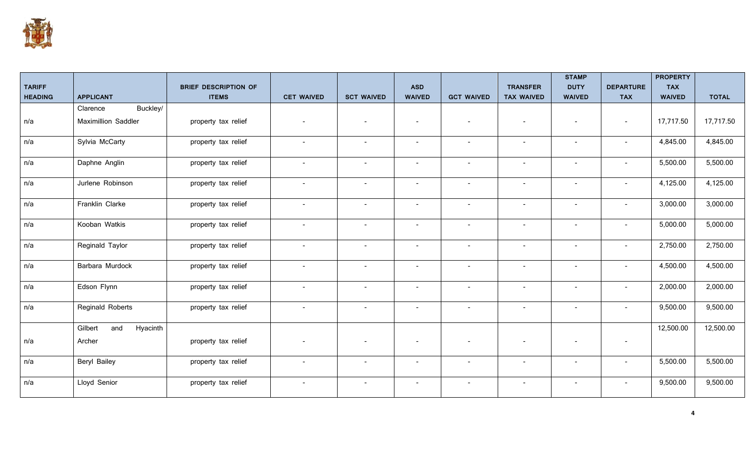| TARIFF HEADING | APPLICANT | BRIEF DESCRIPTION OF ITEMS | CET WAIVED | SCT WAIVED | ASD WAIVED | GCT WAIVED | TRANSFER TAX WAIVED | STAMP DUTY WAIVED | DEPARTURE TAX | PROPERTY TAX WAIVED | TOTAL |
|---|---|---|---|---|---|---|---|---|---|---|---|
| n/a | Clarence Buckley/ Maximillion Saddler | property tax relief | - | - | - | - | - | - | - | 17,717.50 | 17,717.50 |
| n/a | Sylvia McCarty | property tax relief | - | - | - | - | - | - | - | 4,845.00 | 4,845.00 |
| n/a | Daphne Anglin | property tax relief | - | - | - | - | - | - | - | 5,500.00 | 5,500.00 |
| n/a | Jurlene Robinson | property tax relief | - | - | - | - | - | - | - | 4,125.00 | 4,125.00 |
| n/a | Franklin Clarke | property tax relief | - | - | - | - | - | - | - | 3,000.00 | 3,000.00 |
| n/a | Kooban Watkis | property tax relief | - | - | - | - | - | - | - | 5,000.00 | 5,000.00 |
| n/a | Reginald Taylor | property tax relief | - | - | - | - | - | - | - | 2,750.00 | 2,750.00 |
| n/a | Barbara Murdock | property tax relief | - | - | - | - | - | - | - | 4,500.00 | 4,500.00 |
| n/a | Edson Flynn | property tax relief | - | - | - | - | - | - | - | 2,000.00 | 2,000.00 |
| n/a | Reginald Roberts | property tax relief | - | - | - | - | - | - | - | 9,500.00 | 9,500.00 |
| n/a | Gilbert and Hyacinth Archer | property tax relief | - | - | - | - | - | - | - | 12,500.00 | 12,500.00 |
| n/a | Beryl Bailey | property tax relief | - | - | - | - | - | - | - | 5,500.00 | 5,500.00 |
| n/a | Lloyd Senior | property tax relief | - | - | - | - | - | - | - | 9,500.00 | 9,500.00 |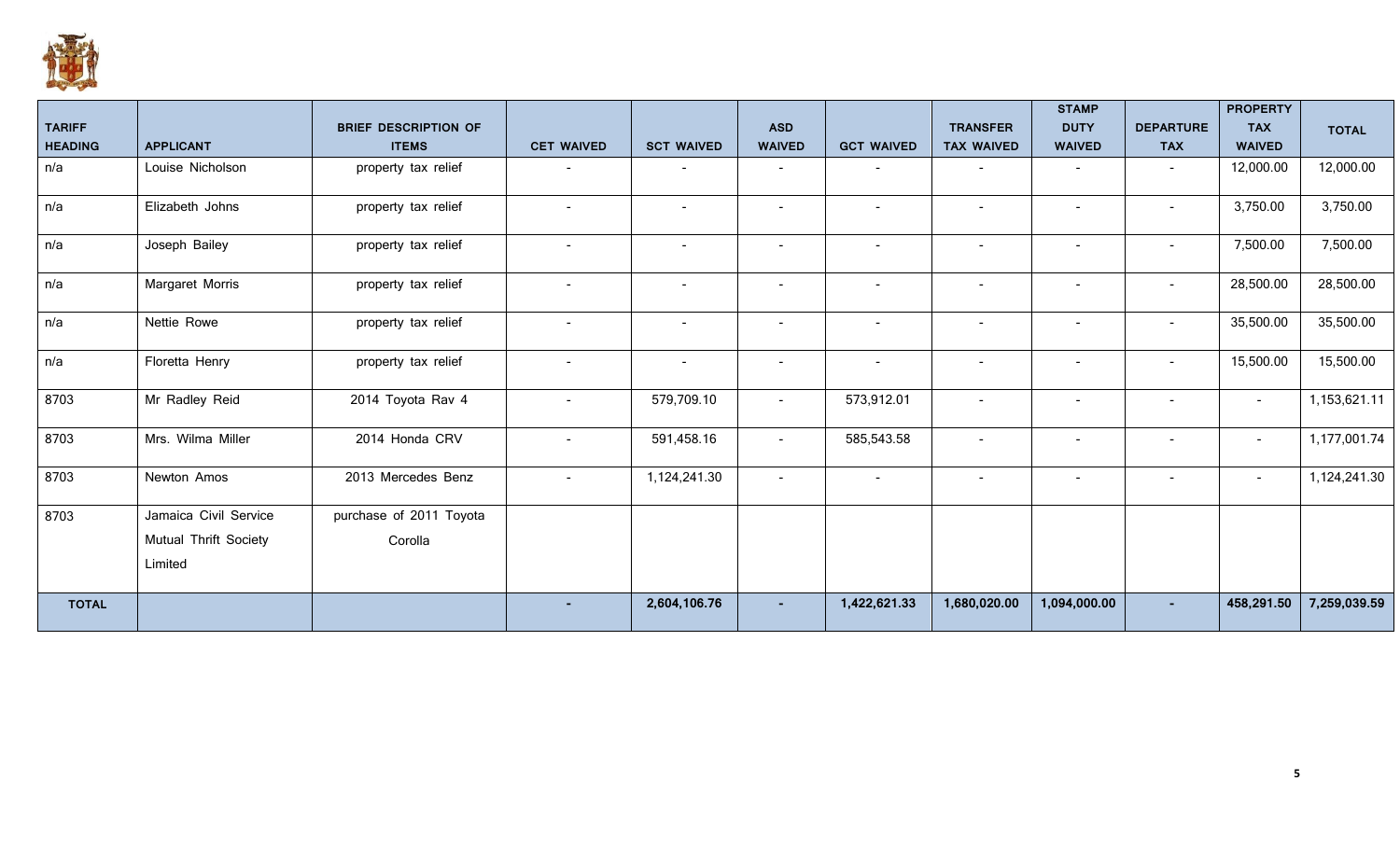| TARIFF HEADING | APPLICANT | BRIEF DESCRIPTION OF ITEMS | CET WAIVED | SCT WAIVED | ASD WAIVED | GCT WAIVED | TRANSFER TAX WAIVED | STAMP DUTY WAIVED | DEPARTURE TAX | PROPERTY TAX WAIVED | TOTAL |
|---|---|---|---|---|---|---|---|---|---|---|---|
| n/a | Louise Nicholson | property tax relief | - | - | - | - | - | - | - | 12,000.00 | 12,000.00 |
| n/a | Elizabeth Johns | property tax relief | - | - | - | - | - | - | - | 3,750.00 | 3,750.00 |
| n/a | Joseph Bailey | property tax relief | - | - | - | - | - | - | - | 7,500.00 | 7,500.00 |
| n/a | Margaret Morris | property tax relief | - | - | - | - | - | - | - | 28,500.00 | 28,500.00 |
| n/a | Nettie Rowe | property tax relief | - | - | - | - | - | - | - | 35,500.00 | 35,500.00 |
| n/a | Floretta Henry | property tax relief | - | - | - | - | - | - | - | 15,500.00 | 15,500.00 |
| 8703 | Mr Radley Reid | 2014 Toyota Rav 4 | - | 579,709.10 | - | 573,912.01 | - | - | - | - | 1,153,621.11 |
| 8703 | Mrs. Wilma Miller | 2014 Honda CRV | - | 591,458.16 | - | 585,543.58 | - | - | - | - | 1,177,001.74 |
| 8703 | Newton Amos | 2013 Mercedes Benz | - | 1,124,241.30 | - | - | - | - | - | - | 1,124,241.30 |
| 8703 | Jamaica Civil Service Mutual Thrift Society Limited | purchase of 2011 Toyota Corolla | | | | | | | | | |
| **TOTAL** | | | **-** | **2,604,106.76** | **-** | **1,422,621.33** | **1,680,020.00** | **1,094,000.00** | **-** | **458,291.50** | **7,259,039.59** |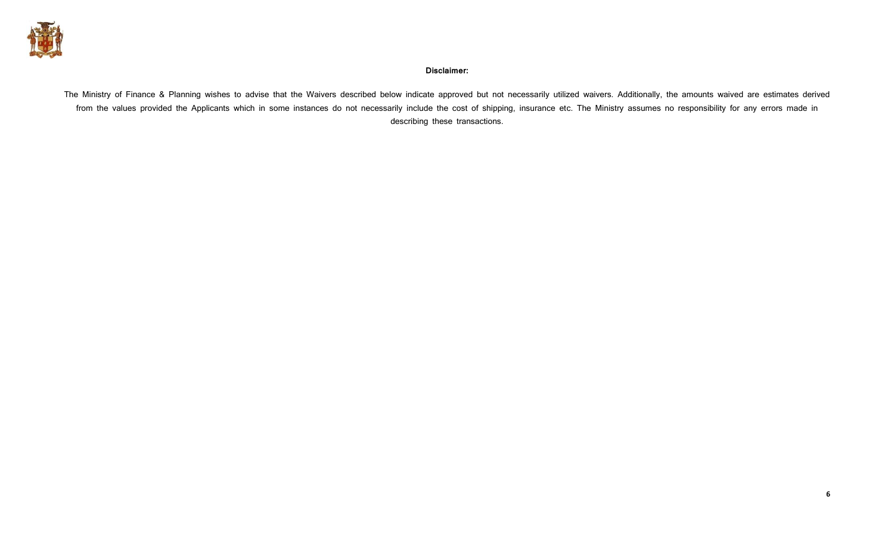**Disclaimer:**

The Ministry of Finance & Planning wishes to advise that the Waivers described below indicate approved but not necessarily utilized waivers. Additionally, the amounts waived are estimates derived from the values provided the Applicants which in some instances do not necessarily include the cost of shipping, insurance etc. The Ministry assumes no responsibility for any errors made in describing these transactions.